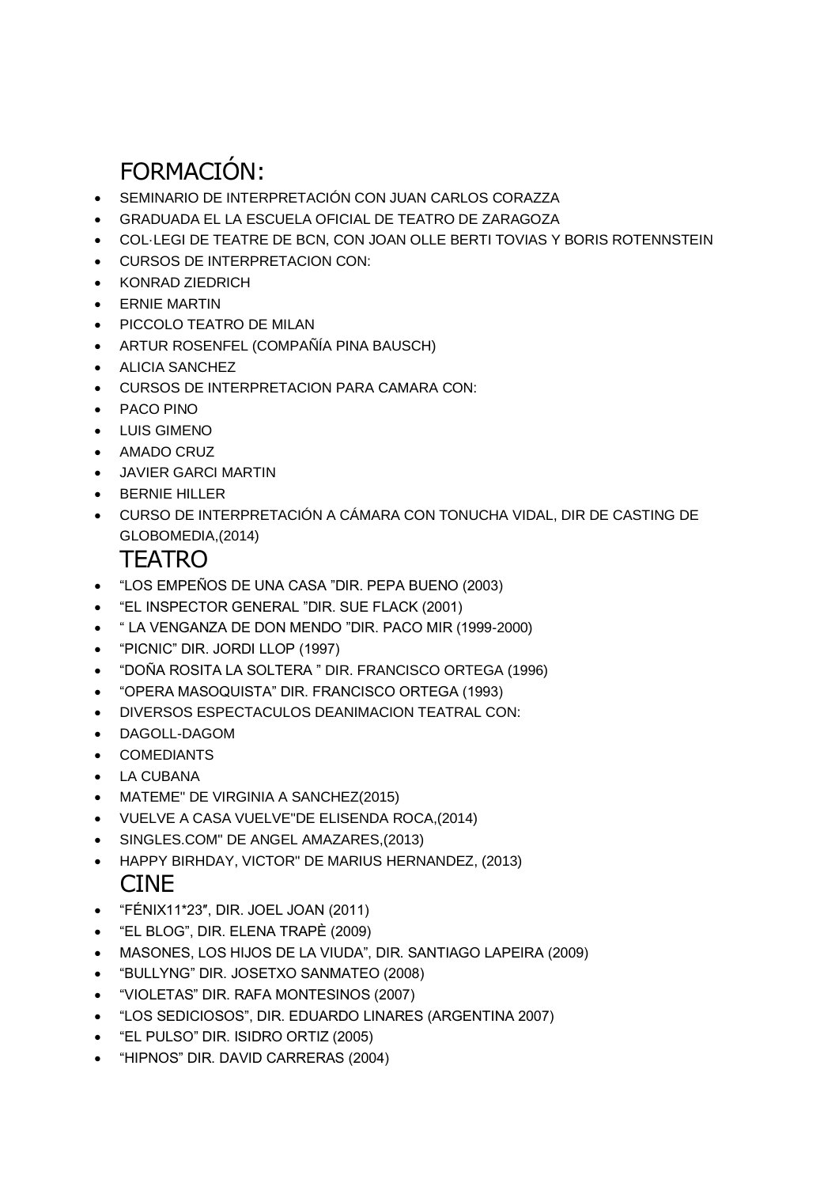## FORMACIÓN:

- SEMINARIO DE INTERPRETACIÓN CON JUAN CARLOS CORAZZA
- GRADUADA EL LA ESCUELA OFICIAL DE TEATRO DE ZARAGOZA
- COL·LEGI DE TEATRE DE BCN, CON JOAN OLLE BERTI TOVIAS Y BORIS ROTENNSTEIN
- CURSOS DE INTERPRETACION CON:
- KONRAD ZIEDRICH
- ERNIE MARTIN
- PICCOLO TEATRO DE MILAN
- ARTUR ROSENFEL (COMPAÑÍA PINA BAUSCH)
- ALICIA SANCHEZ
- CURSOS DE INTERPRETACION PARA CAMARA CON:
- PACO PINO
- LUIS GIMENO
- AMADO CRUZ
- JAVIER GARCI MARTIN
- BERNIE HILLER
- CURSO DE INTERPRETACIÓN A CÁMARA CON TONUCHA VIDAL, DIR DE CASTING DE GLOBOMEDIA,(2014)

## TEATRO

- "LOS EMPEÑOS DE UNA CASA "DIR. PEPA BUENO (2003)
- "EL INSPECTOR GENERAL "DIR. SUE FLACK (2001)
- " LA VENGANZA DE DON MENDO "DIR. PACO MIR (1999-2000)
- "PICNIC" DIR. JORDI LLOP (1997)
- "DOÑA ROSITA LA SOLTERA " DIR. FRANCISCO ORTEGA (1996)
- "OPERA MASOQUISTA" DIR. FRANCISCO ORTEGA (1993)
- DIVERSOS ESPECTACULOS DEANIMACION TEATRAL CON:
- DAGOLL-DAGOM
- COMEDIANTS
- LA CUBANA
- MATEME" DE VIRGINIA A SANCHEZ(2015)
- VUELVE A CASA VUELVE"DE ELISENDA ROCA,(2014)
- SINGLES.COM" DE ANGEL AMAZARES,(2013)
- HAPPY BIRHDAY, VICTOR" DE MARIUS HERNANDEZ, (2013)

## CINE

- "FÉNIX11*23″, DIR. JOEL JOAN (2011)
- "EL BLOG", DIR. ELENA TRAPÈ (2009)
- MASONES, LOS HIJOS DE LA VIUDA", DIR. SANTIAGO LAPEIRA (2009)
- "BULLYNG" DIR. JOSETXO SANMATEO (2008)
- "VIOLETAS" DIR. RAFA MONTESINOS (2007)
- "LOS SEDICIOSOS", DIR. EDUARDO LINARES (ARGENTINA 2007)
- "EL PULSO" DIR. ISIDRO ORTIZ (2005)
- "HIPNOS" DIR. DAVID CARRERAS (2004)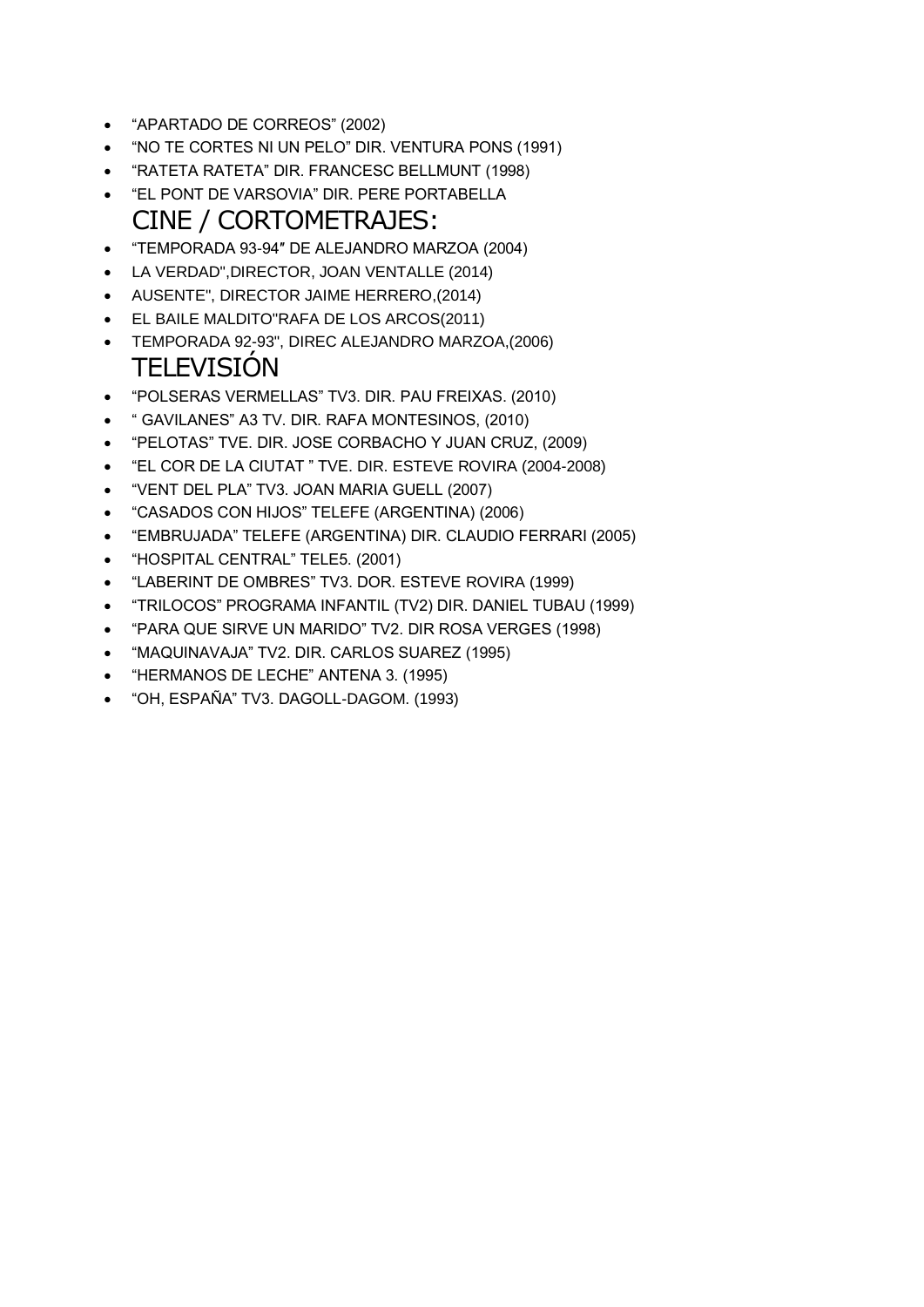- “APARTADO DE CORREOS” (2002)
- “NO TE CORTES NI UN PELO” DIR. VENTURA PONS (1991)
- “RATETA RATETA” DIR. FRANCESC BELLMUNT (1998)
- “EL PONT DE VARSOVIA” DIR. PERE PORTABELLA

## CINE / CORTOMETRAJES:

- “TEMPORADA 93-94″ DE ALEJANDRO MARZOA (2004)
- LA VERDAD",DIRECTOR, JOAN VENTALLE (2014)
- AUSENTE", DIRECTOR JAIME HERRERO,(2014)
- EL BAILE MALDITO"RAFA DE LOS ARCOS(2011)
- TEMPORADA 92-93", DIREC ALEJANDRO MARZOA,(2006)

## TELEVISIÓN

- “POLSERAS VERMELLAS” TV3. DIR. PAU FREIXAS. (2010)
- “ GAVILANES” A3 TV. DIR. RAFA MONTESINOS, (2010)
- “PELOTAS” TVE. DIR. JOSE CORBACHO Y JUAN CRUZ, (2009)
- “EL COR DE LA CIUTAT ” TVE. DIR. ESTEVE ROVIRA (2004-2008)
- “VENT DEL PLA” TV3. JOAN MARIA GUELL (2007)
- “CASADOS CON HIJOS” TELEFE (ARGENTINA) (2006)
- “EMBRUJADA” TELEFE (ARGENTINA) DIR. CLAUDIO FERRARI (2005)
- “HOSPITAL CENTRAL” TELE5. (2001)
- “LABERINT DE OMBRES” TV3. DOR. ESTEVE ROVIRA (1999)
- “TRILOCOS” PROGRAMA INFANTIL (TV2) DIR. DANIEL TUBAU (1999)
- “PARA QUE SIRVE UN MARIDO” TV2. DIR ROSA VERGES (1998)
- “MAQUINAVAJA” TV2. DIR. CARLOS SUAREZ (1995)
- “HERMANOS DE LECHE” ANTENA 3. (1995)
- “OH, ESPAÑA” TV3. DAGOLL-DAGOM. (1993)